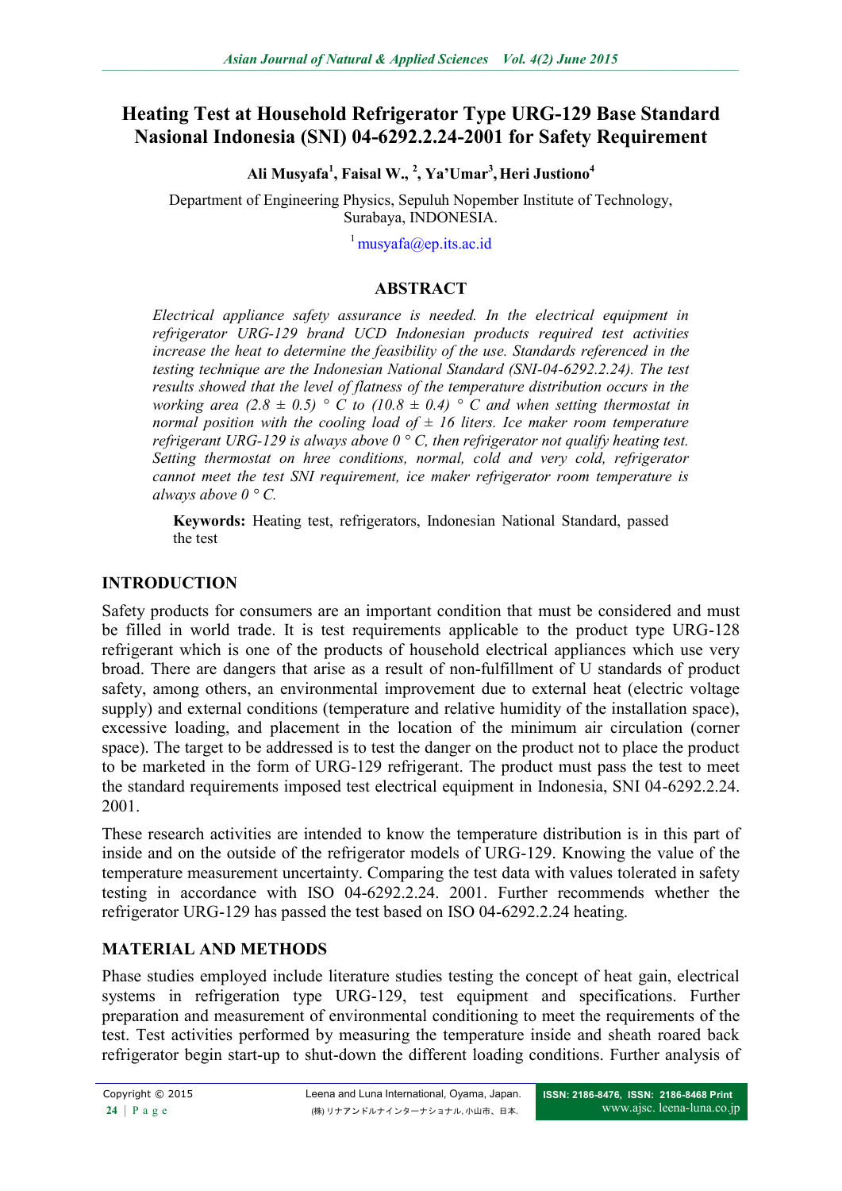# Heating Test at Household Refrigerator Type URG-129 Base Standard Nasional Indonesia (SNI) 04-6292.2.24-2001 for Safety Requirement

**Ali Musyafa[1], Faisal W., [2], Ya'Umar[3], Heri Justiono[4]**

Department of Engineering Physics, Sepuluh Nopember Institute of Technology, Surabaya, INDONESIA.

[1] musyafa@ep.its.ac.id

## ABSTRACT

*Electrical appliance safety assurance is needed. In the electrical equipment in refrigerator URG-129 brand UCD Indonesian products required test activities increase the heat to determine the feasibility of the use. Standards referenced in the testing technique are the Indonesian National Standard (SNI-04-6292.2.24). The test results showed that the level of flatness of the temperature distribution occurs in the working area (2.8 ± 0.5) ° C to (10.8 ± 0.4) ° C and when setting thermostat in normal position with the cooling load of ± 16 liters. Ice maker room temperature refrigerant URG-129 is always above 0 ° C, then refrigerator not qualify heating test. Setting thermostat on hree conditions, normal, cold and very cold, refrigerator cannot meet the test SNI requirement, ice maker refrigerator room temperature is always above 0 ° C.*

**Keywords:** Heating test, refrigerators, Indonesian National Standard, passed the test

## INTRODUCTION

Safety products for consumers are an important condition that must be considered and must be filled in world trade. It is test requirements applicable to the product type URG-128 refrigerant which is one of the products of household electrical appliances which use very broad. There are dangers that arise as a result of non-fulfillment of U standards of product safety, among others, an environmental improvement due to external heat (electric voltage supply) and external conditions (temperature and relative humidity of the installation space), excessive loading, and placement in the location of the minimum air circulation (corner space). The target to be addressed is to test the danger on the product not to place the product to be marketed in the form of URG-129 refrigerant. The product must pass the test to meet the standard requirements imposed test electrical equipment in Indonesia, SNI 04-6292.2.24. 2001.

These research activities are intended to know the temperature distribution is in this part of inside and on the outside of the refrigerator models of URG-129. Knowing the value of the temperature measurement uncertainty. Comparing the test data with values tolerated in safety testing in accordance with ISO 04-6292.2.24. 2001. Further recommends whether the refrigerator URG-129 has passed the test based on ISO 04-6292.2.24 heating.

## MATERIAL AND METHODS

Phase studies employed include literature studies testing the concept of heat gain, electrical systems in refrigeration type URG-129, test equipment and specifications. Further preparation and measurement of environmental conditioning to meet the requirements of the test. Test activities performed by measuring the temperature inside and sheath roared back refrigerator begin start-up to shut-down the different loading conditions. Further analysis of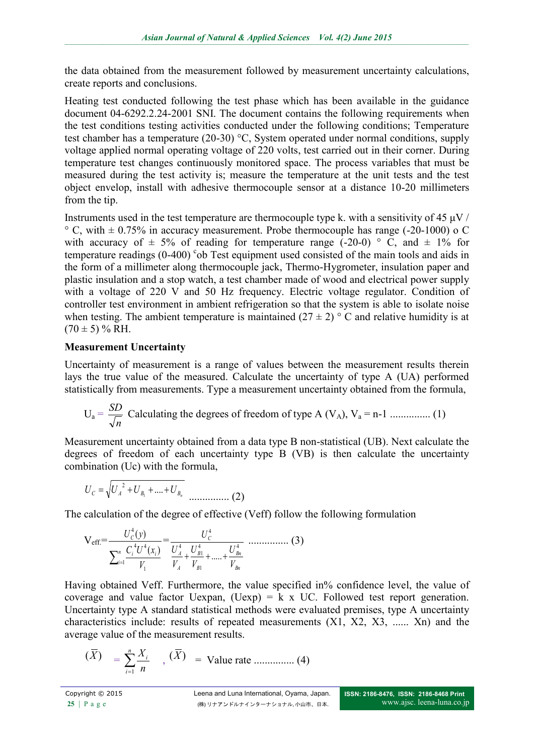the data obtained from the measurement followed by measurement uncertainty calculations, create reports and conclusions.

Heating test conducted following the test phase which has been available in the guidance document 04-6292.2.24-2001 SNI. The document contains the following requirements when the test conditions testing activities conducted under the following conditions; Temperature test chamber has a temperature (20-30) °C, System operated under normal conditions, supply voltage applied normal operating voltage of 220 volts, test carried out in their corner. During temperature test changes continuously monitored space. The process variables that must be measured during the test activity is; measure the temperature at the unit tests and the test object envelop, install with adhesive thermocouple sensor at a distance 10-20 millimeters from the tip.

Instruments used in the test temperature are thermocouple type k. with a sensitivity of 45 µV / ° C, with ± 0.75% in accuracy measurement. Probe thermocouple has range (-20-1000) o C with accuracy of ± 5% of reading for temperature range (-20-0) ° C, and ± 1% for temperature readings (0-400) °ob Test equipment used consisted of the main tools and aids in the form of a millimeter along thermocouple jack, Thermo-Hygrometer, insulation paper and plastic insulation and a stop watch, a test chamber made of wood and electrical power supply with a voltage of 220 V and 50 Hz frequency. Electric voltage regulator. Condition of controller test environment in ambient refrigeration so that the system is able to isolate noise when testing. The ambient temperature is maintained (27 ± 2) ° C and relative humidity is at (70 ± 5) % RH.

**Measurement Uncertainty**

Uncertainty of measurement is a range of values between the measurement results therein lays the true value of the measured. Calculate the uncertainty of type A (UA) performed statistically from measurements. Type a measurement uncertainty obtained from the formula,

$$U_a = \frac{SD}{\sqrt{n}} \text{ Calculating the degrees of freedom of type A } (V_A),\ V_a = n\text{-}1 \ \ldots\ldots\ldots\ldots\ (1)$$

Measurement uncertainty obtained from a data type B non-statistical (UB). Next calculate the degrees of freedom of each uncertainty type B (VB) is then calculate the uncertainty combination (Uc) with the formula,

$$U_C = \sqrt{U_A{}^2 + U_{B_1} + \ldots + U_{B_n}} \ \ldots\ldots\ldots\ldots\ (2)$$

The calculation of the degree of effective (Veff) follow the following formulation

$$V_{\text{eff.}} = \frac{U_C^4(y)}{\sum_{i=1}^{n} \frac{C_i^4 U^4(x_i)}{V_1}} = \frac{U_C^4}{\frac{U_A^4}{V_A} + \frac{U_{B1}^4}{V_{B1}} + \ldots + \frac{U_{Bn}^4}{V_{Bn}}} \ \ldots\ldots\ldots\ldots\ (3)$$

Having obtained Veff. Furthermore, the value specified in% confidence level, the value of coverage and value factor Uexpan, (Uexp) = k x UC. Followed test report generation. Uncertainty type A standard statistical methods were evaluated premises, type A uncertainty characteristics include: results of repeated measurements (X1, X2, X3, ...... Xn) and the average value of the measurement results.

$$(\overline{X}) = \sum_{i=1}^{n} \frac{X_i}{n} \quad , (\overline{X}) = \text{ Value rate } \ldots\ldots\ldots\ldots\ (4)$$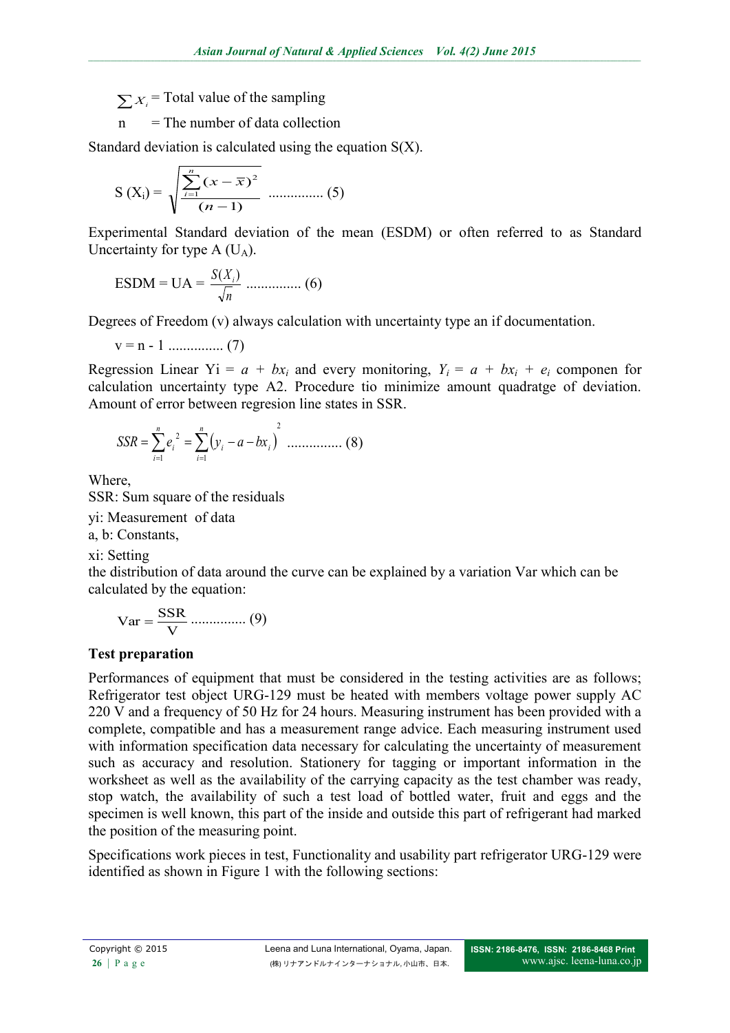$\sum x_i$ = Total value of the sampling

n = The number of data collection

Standard deviation is calculated using the equation S(X).

$$S\,(X_i) = \sqrt{\frac{\sum_{i=1}^{n}(x-\bar{x})^2}{(n-1)}} \quad \text{..............} \ (5)$$

Experimental Standard deviation of the mean (ESDM) or often referred to as Standard Uncertainty for type A ($U_A$).

$$\text{ESDM} = \text{UA} = \frac{S(X_i)}{\sqrt{n}} \quad \text{..............} \ (6)$$

Degrees of Freedom (v) always calculation with uncertainty type an if documentation.

$$v = n - 1 \quad \text{..............} \ (7)$$

Regression Linear Yi = $a + bx_i$ and every monitoring, $Y_i = a + bx_i + e_i$ componen for calculation uncertainty type A2. Procedure tio minimize amount quadratge of deviation. Amount of error between regresion line states in SSR.

$$SSR = \sum_{i=1}^{n} e_i^{\,2} = \sum_{i=1}^{n}\left(y_i - a - bx_i\right)^2 \quad \text{..............} \ (8)$$

Where,

SSR: Sum square of the residuals

yi: Measurement of data

a, b: Constants,

xi: Setting

the distribution of data around the curve can be explained by a variation Var which can be calculated by the equation:

$$\text{Var} = \frac{\text{SSR}}{\text{V}} \quad \text{..............} \ (9)$$

**Test preparation**

Performances of equipment that must be considered in the testing activities are as follows; Refrigerator test object URG-129 must be heated with members voltage power supply AC 220 V and a frequency of 50 Hz for 24 hours. Measuring instrument has been provided with a complete, compatible and has a measurement range advice. Each measuring instrument used with information specification data necessary for calculating the uncertainty of measurement such as accuracy and resolution. Stationery for tagging or important information in the worksheet as well as the availability of the carrying capacity as the test chamber was ready, stop watch, the availability of such a test load of bottled water, fruit and eggs and the specimen is well known, this part of the inside and outside this part of refrigerant had marked the position of the measuring point.

Specifications work pieces in test, Functionality and usability part refrigerator URG-129 were identified as shown in Figure 1 with the following sections: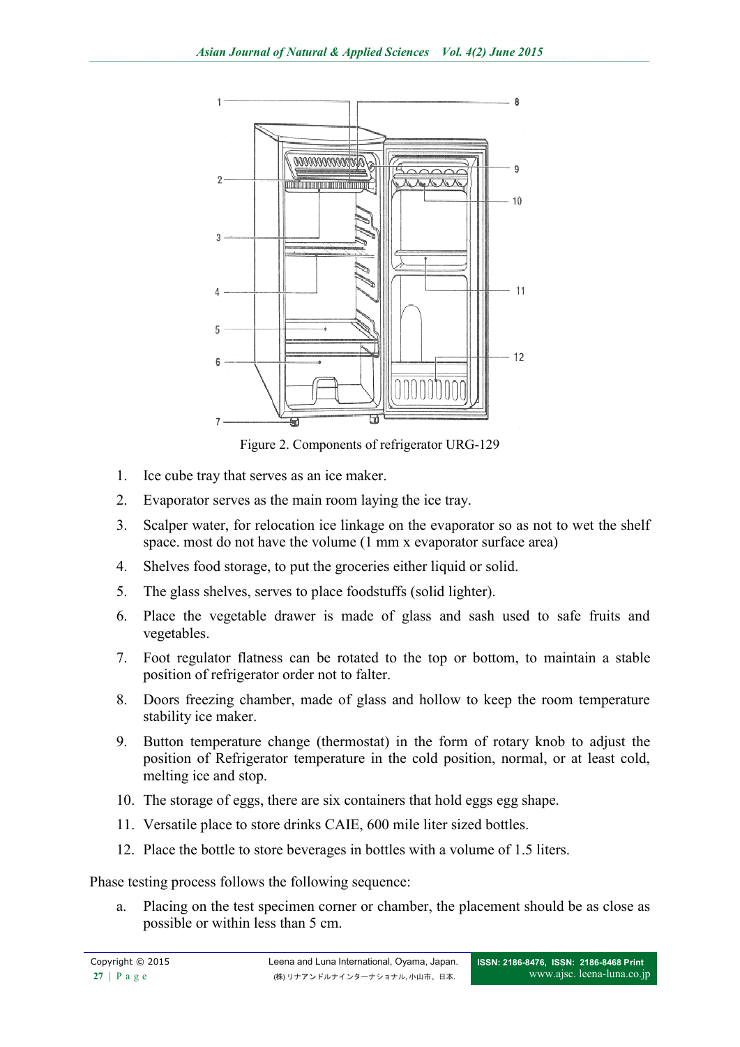Figure 2. Components of refrigerator URG-129

1. Ice cube tray that serves as an ice maker.
2. Evaporator serves as the main room laying the ice tray.
3. Scalper water, for relocation ice linkage on the evaporator so as not to wet the shelf space. most do not have the volume (1 mm x evaporator surface area)
4. Shelves food storage, to put the groceries either liquid or solid.
5. The glass shelves, serves to place foodstuffs (solid lighter).
6. Place the vegetable drawer is made of glass and sash used to safe fruits and vegetables.
7. Foot regulator flatness can be rotated to the top or bottom, to maintain a stable position of refrigerator order not to falter.
8. Doors freezing chamber, made of glass and hollow to keep the room temperature stability ice maker.
9. Button temperature change (thermostat) in the form of rotary knob to adjust the position of Refrigerator temperature in the cold position, normal, or at least cold, melting ice and stop.
10. The storage of eggs, there are six containers that hold eggs egg shape.
11. Versatile place to store drinks CAIE, 600 mile liter sized bottles.
12. Place the bottle to store beverages in bottles with a volume of 1.5 liters.

Phase testing process follows the following sequence:

a. Placing on the test specimen corner or chamber, the placement should be as close as possible or within less than 5 cm.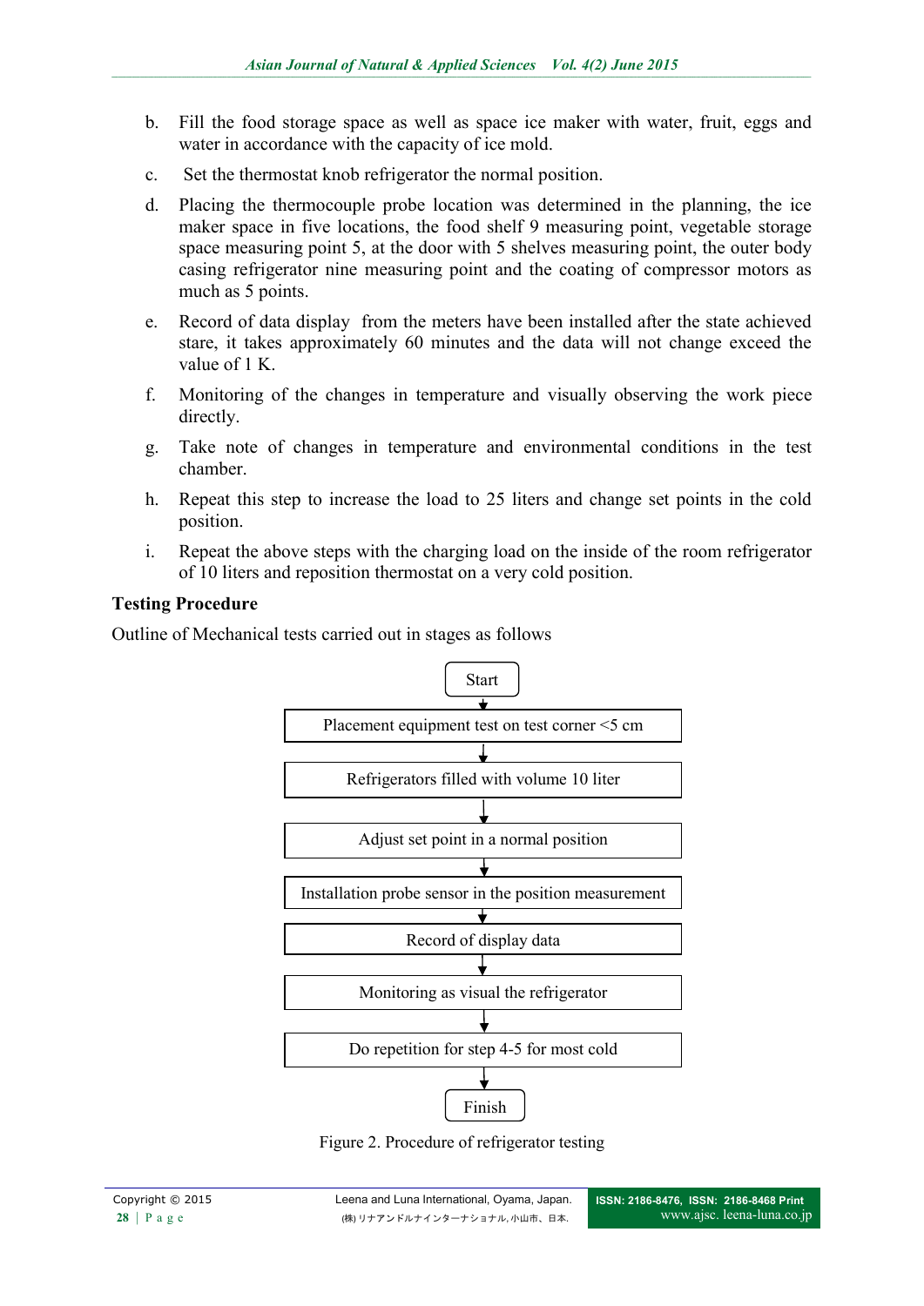b. Fill the food storage space as well as space ice maker with water, fruit, eggs and water in accordance with the capacity of ice mold.

c. Set the thermostat knob refrigerator the normal position.

d. Placing the thermocouple probe location was determined in the planning, the ice maker space in five locations, the food shelf 9 measuring point, vegetable storage space measuring point 5, at the door with 5 shelves measuring point, the outer body casing refrigerator nine measuring point and the coating of compressor motors as much as 5 points.

e. Record of data display from the meters have been installed after the state achieved stare, it takes approximately 60 minutes and the data will not change exceed the value of 1 K.

f. Monitoring of the changes in temperature and visually observing the work piece directly.

g. Take note of changes in temperature and environmental conditions in the test chamber.

h. Repeat this step to increase the load to 25 liters and change set points in the cold position.

i. Repeat the above steps with the charging load on the inside of the room refrigerator of 10 liters and reposition thermostat on a very cold position.

**Testing Procedure**

Outline of Mechanical tests carried out in stages as follows

Start
↓
Placement equipment test on test corner <5 cm
↓
Refrigerators filled with volume 10 liter
↓
Adjust set point in a normal position
↓
Installation probe sensor in the position measurement
↓
Record of display data
↓
Monitoring as visual the refrigerator
↓
Do repetition for step 4-5 for most cold
↓
Finish

Figure 2. Procedure of refrigerator testing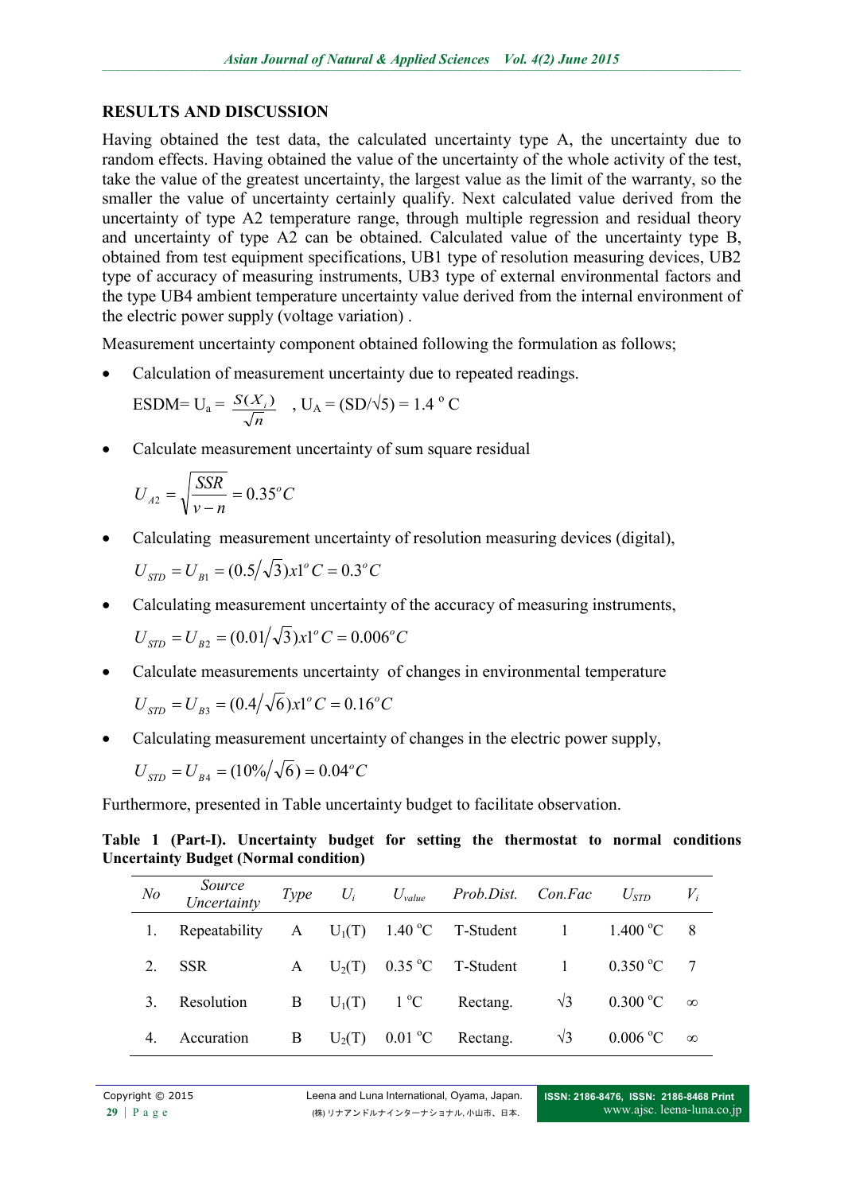## RESULTS AND DISCUSSION

Having obtained the test data, the calculated uncertainty type A, the uncertainty due to random effects. Having obtained the value of the uncertainty of the whole activity of the test, take the value of the greatest uncertainty, the largest value as the limit of the warranty, so the smaller the value of uncertainty certainly qualify. Next calculated value derived from the uncertainty of type A2 temperature range, through multiple regression and residual theory and uncertainty of type A2 can be obtained. Calculated value of the uncertainty type B, obtained from test equipment specifications, UB1 type of resolution measuring devices, UB2 type of accuracy of measuring instruments, UB3 type of external environmental factors and the type UB4 ambient temperature uncertainty value derived from the internal environment of the electric power supply (voltage variation) .

Measurement uncertainty component obtained following the formulation as follows;

- Calculation of measurement uncertainty due to repeated readings.

  ESDM= $U_a = \frac{S(X_i)}{\sqrt{n}}$ , $U_A = (SD/\sqrt{5}) = 1.4\ ^oC$

- Calculate measurement uncertainty of sum square residual

  $$U_{A2} = \sqrt{\frac{SSR}{v-n}} = 0.35^oC$$

- Calculating measurement uncertainty of resolution measuring devices (digital),

  $$U_{STD} = U_{B1} = (0.5/\sqrt{3})x1^oC = 0.3^oC$$

- Calculating measurement uncertainty of the accuracy of measuring instruments,

  $$U_{STD} = U_{B2} = (0.01/\sqrt{3})x1^oC = 0.006^oC$$

- Calculate measurements uncertainty of changes in environmental temperature

  $$U_{STD} = U_{B3} = (0.4/\sqrt{6})x1^oC = 0.16^oC$$

- Calculating measurement uncertainty of changes in the electric power supply,

  $$U_{STD} = U_{B4} = (10\%/\sqrt{6}) = 0.04^oC$$

Furthermore, presented in Table uncertainty budget to facilitate observation.

**Table 1 (Part-I). Uncertainty budget for setting the thermostat to normal conditions Uncertainty Budget (Normal condition)**

| *No* | *Source Uncertainty* | *Type* | $U_i$ | $U_{value}$ | *Prob.Dist.* | *Con.Fac* | $U_{STD}$ | $V_i$ |
|---|---|---|---|---|---|---|---|---|
| 1. | Repeatability | A | $U_1$(T) | 1.40 °C | T-Student | 1 | 1.400 °C | 8 |
| 2. | SSR | A | $U_2$(T) | 0.35 °C | T-Student | 1 | 0.350 °C | 7 |
| 3. | Resolution | B | $U_1$(T) | 1 °C | Rectang. | √3 | 0.300 °C | ∞ |
| 4. | Accuration | B | $U_2$(T) | 0.01 °C | Rectang. | √3 | 0.006 °C | ∞ |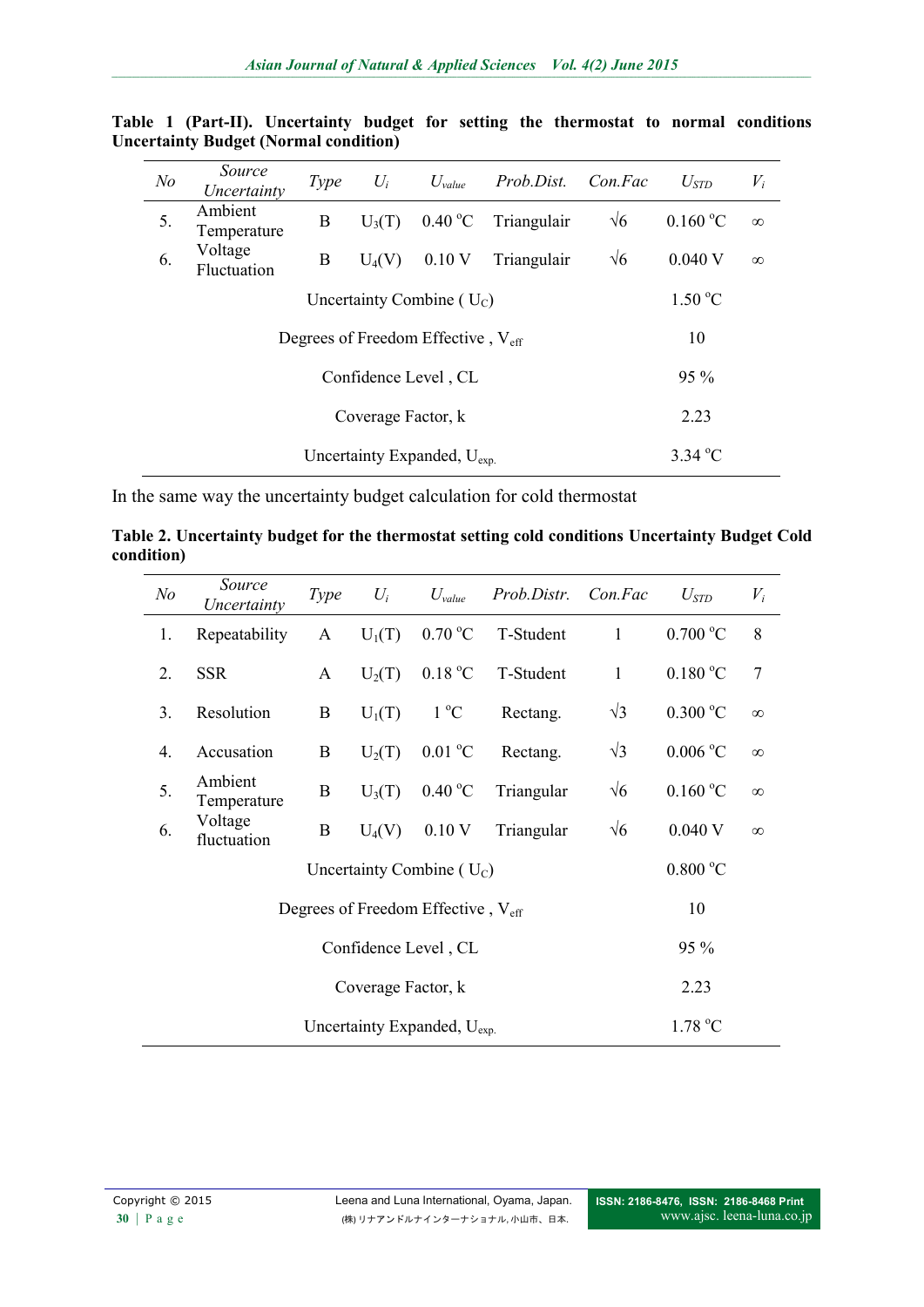**Table 1 (Part-II). Uncertainty budget for setting the thermostat to normal conditions Uncertainty Budget (Normal condition)**

| *No* | *Source Uncertainty* | *Type* | $U_i$ | $U_{value}$ | *Prob.Dist.* | *Con.Fac* | $U_{STD}$ | $V_i$ |
|---|---|---|---|---|---|---|---|---|
| 5. | Ambient Temperature | B | $U_3(T)$ | 0.40 °C | Triangulair | √6 | 0.160 °C | ∞ |
| 6. | Voltage Fluctuation | B | $U_4(V)$ | 0.10 V | Triangulair | √6 | 0.040 V | ∞ |
| | Uncertainty Combine ( $U_C$) | | | | | | 1.50 °C | |
| | Degrees of Freedom Effective , $V_{eff}$ | | | | | | 10 | |
| | Confidence Level , CL | | | | | | 95 % | |
| | Coverage Factor, k | | | | | | 2.23 | |
| | Uncertainty Expanded, $U_{exp.}$ | | | | | | 3.34 °C | |

In the same way the uncertainty budget calculation for cold thermostat

**Table 2. Uncertainty budget for the thermostat setting cold conditions Uncertainty Budget Cold condition)**

| *No* | *Source Uncertainty* | *Type* | $U_i$ | $U_{value}$ | *Prob.Distr.* | *Con.Fac* | $U_{STD}$ | $V_i$ |
|---|---|---|---|---|---|---|---|---|
| 1. | Repeatability | A | $U_1(T)$ | 0.70 °C | T-Student | 1 | 0.700 °C | 8 |
| 2. | SSR | A | $U_2(T)$ | 0.18 °C | T-Student | 1 | 0.180 °C | 7 |
| 3. | Resolution | B | $U_1(T)$ | 1 °C | Rectang. | √3 | 0.300 °C | ∞ |
| 4. | Accusation | B | $U_2(T)$ | 0.01 °C | Rectang. | √3 | 0.006 °C | ∞ |
| 5. | Ambient Temperature | B | $U_3(T)$ | 0.40 °C | Triangular | √6 | 0.160 °C | ∞ |
| 6. | Voltage fluctuation | B | $U_4(V)$ | 0.10 V | Triangular | √6 | 0.040 V | ∞ |
| | Uncertainty Combine ( $U_C$) | | | | | | 0.800 °C | |
| | Degrees of Freedom Effective , $V_{eff}$ | | | | | | 10 | |
| | Confidence Level , CL | | | | | | 95 % | |
| | Coverage Factor, k | | | | | | 2.23 | |
| | Uncertainty Expanded, $U_{exp.}$ | | | | | | 1.78 °C | |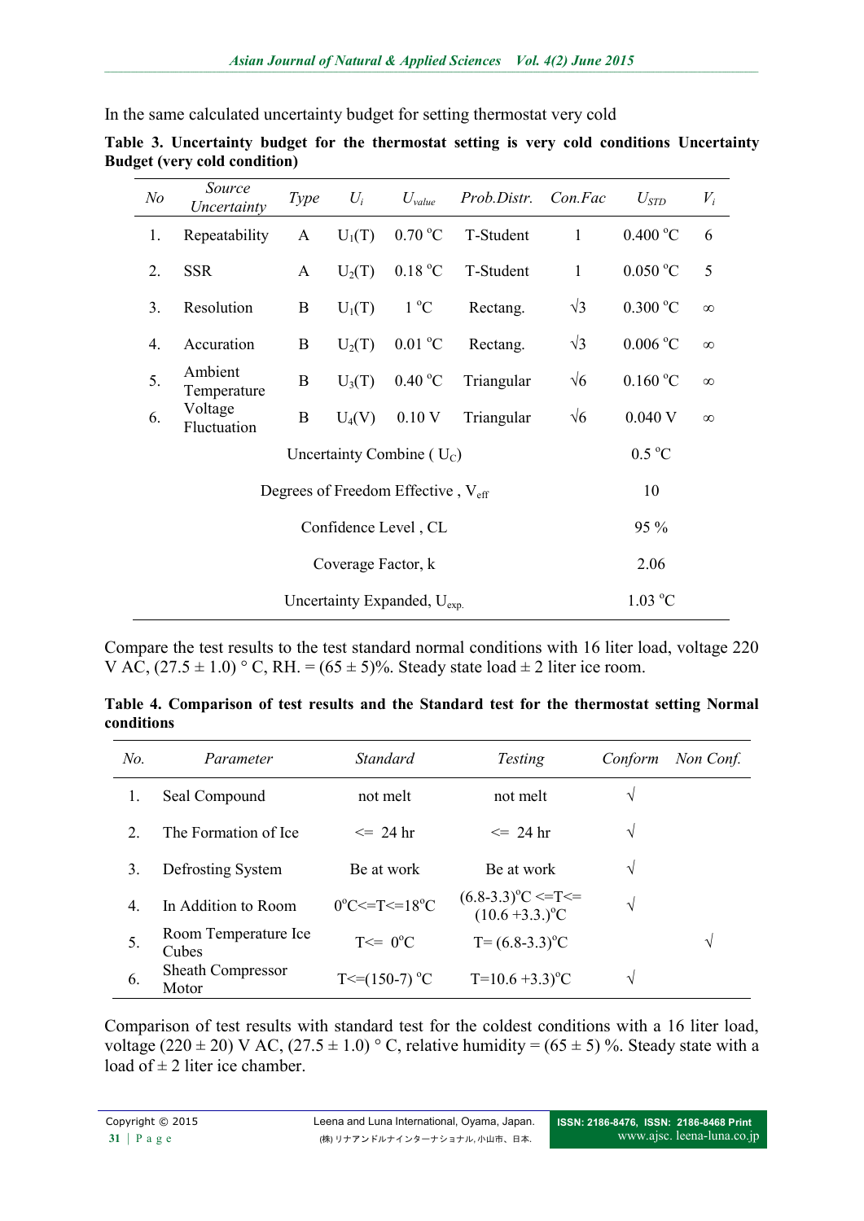In the same calculated uncertainty budget for setting thermostat very cold

**Table 3. Uncertainty budget for the thermostat setting is very cold conditions Uncertainty Budget (very cold condition)**

| *No* | *Source Uncertainty* | *Type* | $U_i$ | $U_{value}$ | *Prob.Distr.* | *Con.Fac* | $U_{STD}$ | $V_i$ |
|---|---|---|---|---|---|---|---|---|
| 1. | Repeatability | A | $U_1(T)$ | 0.70 $^oC$ | T-Student | 1 | 0.400 $^oC$ | 6 |
| 2. | SSR | A | $U_2(T)$ | 0.18 $^oC$ | T-Student | 1 | 0.050 $^oC$ | 5 |
| 3. | Resolution | B | $U_1(T)$ | 1 $^oC$ | Rectang. | $\sqrt{3}$ | 0.300 $^oC$ | $\infty$ |
| 4. | Accuration | B | $U_2(T)$ | 0.01 $^oC$ | Rectang. | $\sqrt{3}$ | 0.006 $^oC$ | $\infty$ |
| 5. | Ambient Temperature | B | $U_3(T)$ | 0.40 $^oC$ | Triangular | $\sqrt{6}$ | 0.160 $^oC$ | $\infty$ |
| 6. | Voltage Fluctuation | B | $U_4(V)$ | 0.10 V | Triangular | $\sqrt{6}$ | 0.040 V | $\infty$ |
| | | | Uncertainty Combine ( $U_C$) | | | | 0.5 $^oC$ | |
| | | | Degrees of Freedom Effective , $V_{eff}$ | | | | 10 | |
| | | | Confidence Level , CL | | | | 95 % | |
| | | | Coverage Factor, k | | | | 2.06 | |
| | | | Uncertainty Expanded, $U_{exp.}$ | | | | 1.03 $^oC$ | |

Compare the test results to the test standard normal conditions with 16 liter load, voltage 220 V AC, (27.5 ± 1.0) ° C, RH. = (65 ± 5)%. Steady state load ± 2 liter ice room.

**Table 4. Comparison of test results and the Standard test for the thermostat setting Normal conditions**

| *No.* | *Parameter* | *Standard* | *Testing* | *Conform* | *Non Conf.* |
|---|---|---|---|---|---|
| 1. | Seal Compound | not melt | not melt | √ | |
| 2. | The Formation of Ice | <= 24 hr | <= 24 hr | √ | |
| 3. | Defrosting System | Be at work | Be at work | √ | |
| 4. | In Addition to Room | $0^oC<=T<=18^oC$ | $(6.8\text{-}3.3)^oC <=T<= (10.6 +3.3.)^oC$ | √ | |
| 5. | Room Temperature Ice Cubes | $T<= 0^oC$ | $T= (6.8\text{-}3.3)^oC$ | | √ |
| 6. | Sheath Compressor Motor | $T<=(150\text{-}7)\ ^oC$ | $T=10.6 +3.3)^oC$ | √ | |

Comparison of test results with standard test for the coldest conditions with a 16 liter load, voltage (220 ± 20) V AC, (27.5 ± 1.0) ° C, relative humidity = (65 ± 5) %. Steady state with a load of ± 2 liter ice chamber.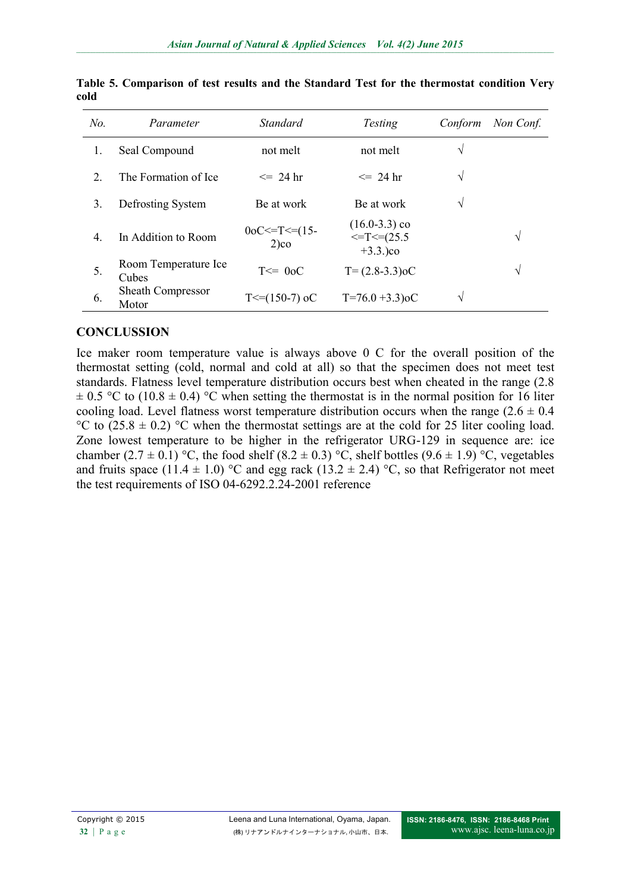**Table 5. Comparison of test results and the Standard Test for the thermostat condition Very cold**

| *No.* | *Parameter* | *Standard* | *Testing* | *Conform* | *Non Conf.* |
|---|---|---|---|---|---|
| 1. | Seal Compound | not melt | not melt | √ | |
| 2. | The Formation of Ice | <= 24 hr | <= 24 hr | √ | |
| 3. | Defrosting System | Be at work | Be at work | √ | |
| 4. | In Addition to Room | 0oC<=T<=(15-2)co | (16.0-3.3) co <=T<=(25.5 +3.3.)co | | √ |
| 5. | Room Temperature Ice Cubes | T<= 0oC | T= (2.8-3.3)oC | | √ |
| 6. | Sheath Compressor Motor | T<=(150-7) oC | T=76.0 +3.3)oC | √ | |

## CONCLUSSION

Ice maker room temperature value is always above 0 C for the overall position of the thermostat setting (cold, normal and cold at all) so that the specimen does not meet test standards. Flatness level temperature distribution occurs best when cheated in the range (2.8 ± 0.5 °C to (10.8 ± 0.4) °C when setting the thermostat is in the normal position for 16 liter cooling load. Level flatness worst temperature distribution occurs when the range (2.6 ± 0.4 °C to (25.8 ± 0.2) °C when the thermostat settings are at the cold for 25 liter cooling load. Zone lowest temperature to be higher in the refrigerator URG-129 in sequence are: ice chamber (2.7 ± 0.1) °C, the food shelf (8.2 ± 0.3) °C, shelf bottles (9.6 ± 1.9) °C, vegetables and fruits space (11.4 ± 1.0) °C and egg rack (13.2 ± 2.4) °C, so that Refrigerator not meet the test requirements of ISO 04-6292.2.24-2001 reference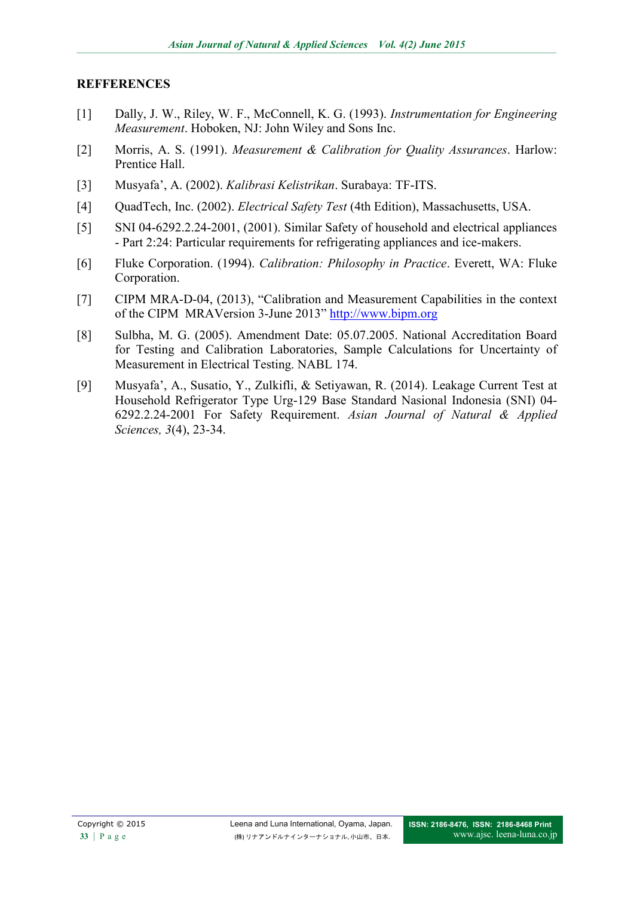## REFFERENCES

[1] Dally, J. W., Riley, W. F., McConnell, K. G. (1993). *Instrumentation for Engineering Measurement*. Hoboken, NJ: John Wiley and Sons Inc.

[2] Morris, A. S. (1991). *Measurement & Calibration for Quality Assurances*. Harlow: Prentice Hall.

[3] Musyafa', A. (2002). *Kalibrasi Kelistrikan*. Surabaya: TF-ITS.

[4] QuadTech, Inc. (2002). *Electrical Safety Test* (4th Edition), Massachusetts, USA.

[5] SNI 04-6292.2.24-2001, (2001). Similar Safety of household and electrical appliances - Part 2:24: Particular requirements for refrigerating appliances and ice-makers.

[6] Fluke Corporation. (1994). *Calibration: Philosophy in Practice*. Everett, WA: Fluke Corporation.

[7] CIPM MRA-D-04, (2013), "Calibration and Measurement Capabilities in the context of the CIPM MRAVersion 3-June 2013" http://www.bipm.org

[8] Sulbha, M. G. (2005). Amendment Date: 05.07.2005. National Accreditation Board for Testing and Calibration Laboratories, Sample Calculations for Uncertainty of Measurement in Electrical Testing. NABL 174.

[9] Musyafa', A., Susatio, Y., Zulkifli, & Setiyawan, R. (2014). Leakage Current Test at Household Refrigerator Type Urg-129 Base Standard Nasional Indonesia (SNI) 04-6292.2.24-2001 For Safety Requirement. *Asian Journal of Natural & Applied Sciences, 3*(4), 23-34.